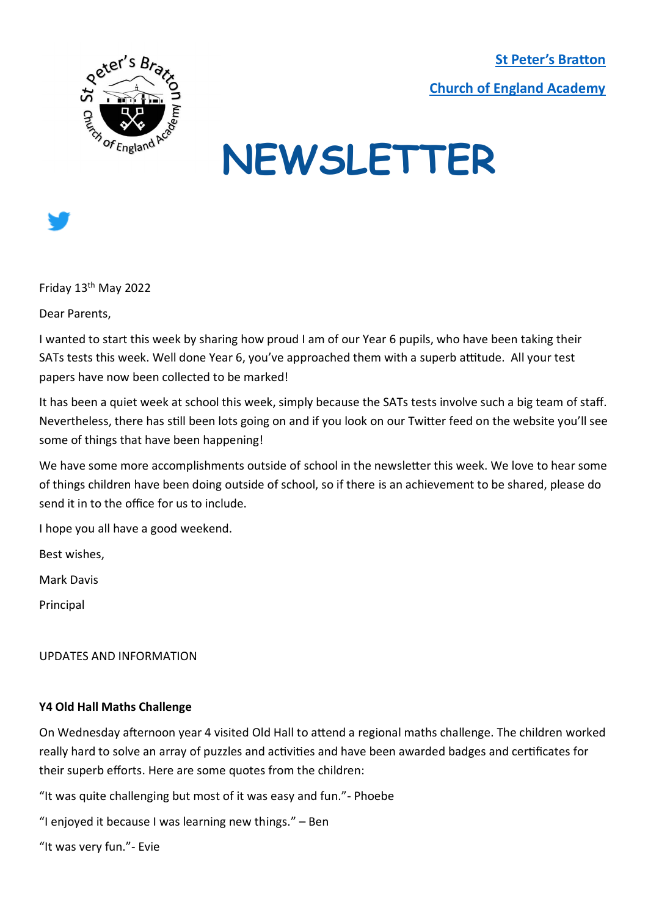**St Peter's Bratton**

**Church of England Academy**

# NEWSLETTER

Friday 13th May 2022

Dear Parents,

I wanted to start this week by sharing how proud I am of our Year 6 pupils, who have been taking their SATs tests this week. Well done Year 6, you've approached them with a superb attitude. All your test papers have now been collected to be marked!

It has been a quiet week at school this week, simply because the SATs tests involve such a big team of staff. Nevertheless, there has still been lots going on and if you look on our Twitter feed on the website you'll see some of things that have been happening!

We have some more accomplishments outside of school in the newsletter this week. We love to hear some of things children have been doing outside of school, so if there is an achievement to be shared, please do send it in to the office for us to include.

I hope you all have a good weekend.

Best wishes,

Mark Davis

Principal

UPDATES AND INFORMATION

**Y4 Old Hall Maths Challenge**

On Wednesday afternoon year 4 visited Old Hall to attend a regional maths challenge. The children worked really hard to solve an array of puzzles and activities and have been awarded badges and certificates for their superb efforts. Here are some quotes from the children:

"It was quite challenging but most of it was easy and fun."- Phoebe

"I enjoyed it because I was learning new things." – Ben

"It was very fun."- Evie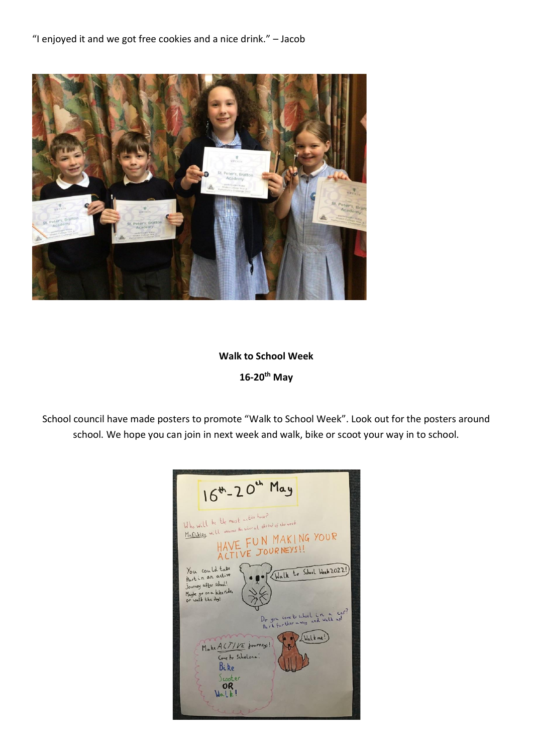"I enjoyed it and we got free cookies and a nice drink." – Jacob

**Walk to School Week**

**16-20th May**

School council have made posters to promote "Walk to School Week". Look out for the posters around school. We hope you can join in next week and walk, bike or scoot your way in to school.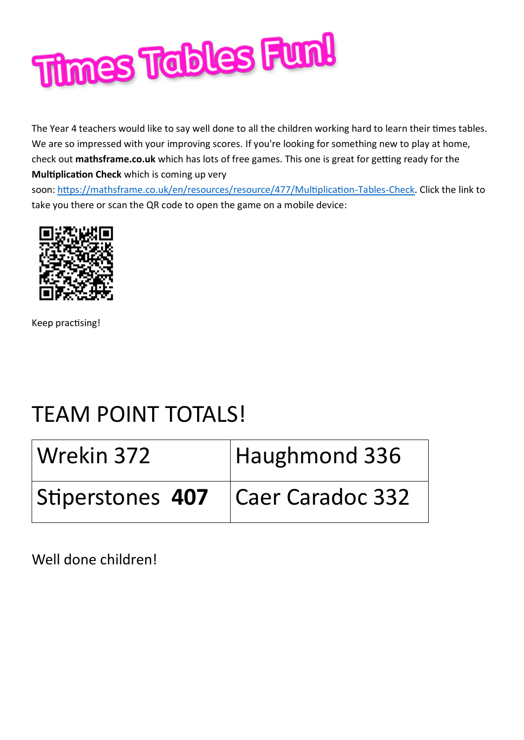# Times Tables Fun!

The Year 4 teachers would like to say well done to all the children working hard to learn their times tables. We are so impressed with your improving scores. If you're looking for something new to play at home, check out **mathsframe.co.uk** which has lots of free games. This one is great for getting ready for the **Multiplication Check** which is coming up very soon: https://mathsframe.co.uk/en/resources/resource/477/Multiplication-Tables-Check. Click the link to take you there or scan the QR code to open the game on a mobile device:

Keep practising!

## TEAM POINT TOTALS!

| Wrekin 372 | Haughmond 336 |
|---|---|
| Stiperstones **407** | Caer Caradoc 332 |

Well done children!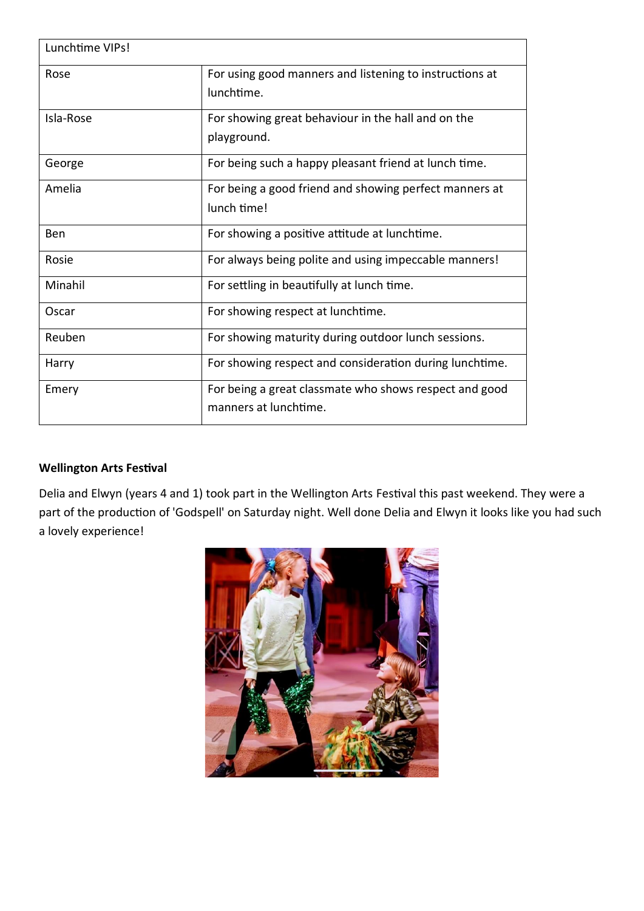| Lunchtime VIPs! | |
|---|---|
| Rose | For using good manners and listening to instructions at lunchtime. |
| Isla-Rose | For showing great behaviour in the hall and on the playground. |
| George | For being such a happy pleasant friend at lunch time. |
| Amelia | For being a good friend and showing perfect manners at lunch time! |
| Ben | For showing a positive attitude at lunchtime. |
| Rosie | For always being polite and using impeccable manners! |
| Minahil | For settling in beautifully at lunch time. |
| Oscar | For showing respect at lunchtime. |
| Reuben | For showing maturity during outdoor lunch sessions. |
| Harry | For showing respect and consideration during lunchtime. |
| Emery | For being a great classmate who shows respect and good manners at lunchtime. |

**Wellington Arts Festival**

Delia and Elwyn (years 4 and 1) took part in the Wellington Arts Festival this past weekend. They were a part of the production of 'Godspell' on Saturday night. Well done Delia and Elwyn it looks like you had such a lovely experience!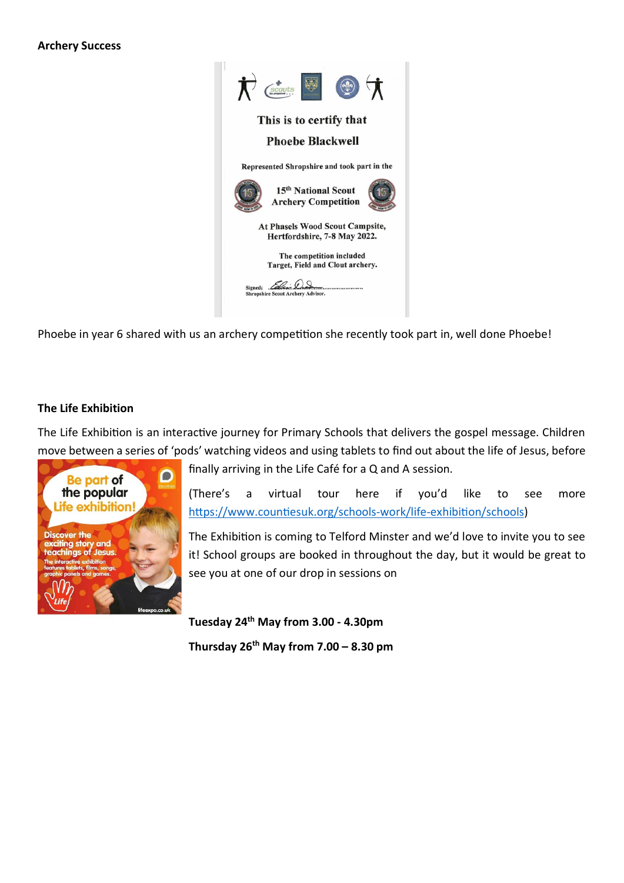**Archery Success**

Phoebe in year 6 shared with us an archery competition she recently took part in, well done Phoebe!

**The Life Exhibition**

The Life Exhibition is an interactive journey for Primary Schools that delivers the gospel message. Children move between a series of 'pods' watching videos and using tablets to find out about the life of Jesus, before finally arriving in the Life Café for a Q and A session.

(There's a virtual tour here if you'd like to see more https://www.countiesuk.org/schools-work/life-exhibition/schools)

The Exhibition is coming to Telford Minster and we'd love to invite you to see it! School groups are booked in throughout the day, but it would be great to see you at one of our drop in sessions on

**Tuesday 24th May from 3.00 - 4.30pm**

**Thursday 26th May from 7.00 – 8.30 pm**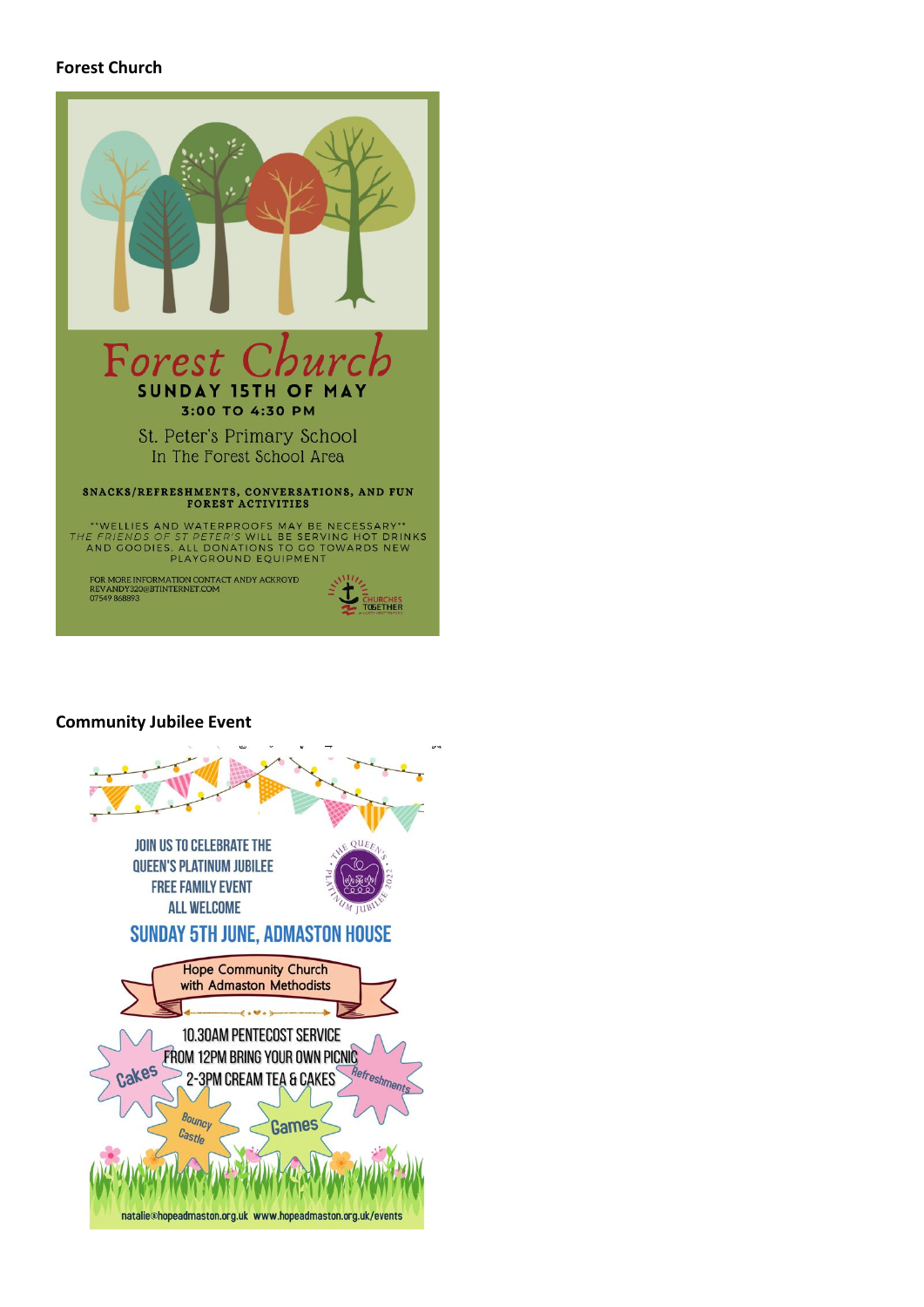## Forest Church

# Forest Church

**SUNDAY 15TH OF MAY**

**3:00 TO 4:30 PM**

St. Peter's Primary School
In The Forest School Area

**SNACKS/REFRESHMENTS, CONVERSATIONS, AND FUN FOREST ACTIVITIES**

**WELLIES AND WATERPROOFS MAY BE NECESSARY**
*THE FRIENDS OF ST PETER'S* WILL BE SERVING HOT DRINKS AND GOODIES. ALL DONATIONS TO GO TOWARDS NEW PLAYGROUND EQUIPMENT

FOR MORE INFORMATION CONTACT ANDY ACKROYD
REVANDY320@BTINTERNET.COM
07549 868893

CHURCHES TOGETHER

## Community Jubilee Event

JOIN US TO CELEBRATE THE QUEEN'S PLATINUM JUBILEE
FREE FAMILY EVENT
ALL WELCOME

THE QUEEN'S PLATINUM JUBILEE 2022

**SUNDAY 5TH JUNE, ADMASTON HOUSE**

Hope Community Church with Admaston Methodists

10.30AM PENTECOST SERVICE
FROM 12PM BRING YOUR OWN PICNIC
2-3PM CREAM TEA & CAKES

Cakes · Refreshments · Bouncy Castle · Games

natalie@hopeadmaston.org.uk www.hopeadmaston.org.uk/events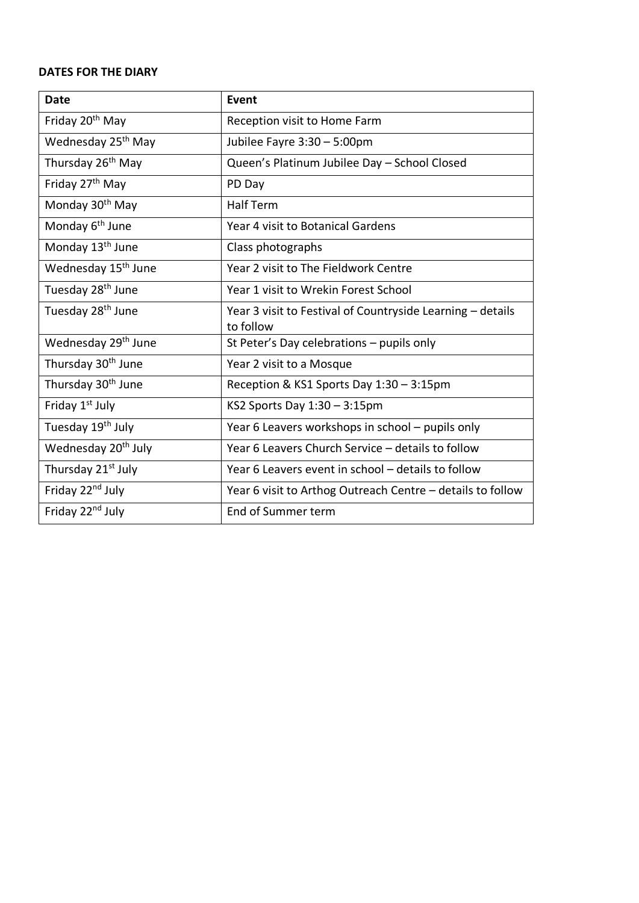**DATES FOR THE DIARY**

| Date | Event |
|---|---|
| Friday 20th May | Reception visit to Home Farm |
| Wednesday 25th May | Jubilee Fayre 3:30 – 5:00pm |
| Thursday 26th May | Queen's Platinum Jubilee Day – School Closed |
| Friday 27th May | PD Day |
| Monday 30th May | Half Term |
| Monday 6th June | Year 4 visit to Botanical Gardens |
| Monday 13th June | Class photographs |
| Wednesday 15th June | Year 2 visit to The Fieldwork Centre |
| Tuesday 28th June | Year 1 visit to Wrekin Forest School |
| Tuesday 28th June | Year 3 visit to Festival of Countryside Learning – details to follow |
| Wednesday 29th June | St Peter's Day celebrations – pupils only |
| Thursday 30th June | Year 2 visit to a Mosque |
| Thursday 30th June | Reception & KS1 Sports Day 1:30 – 3:15pm |
| Friday 1st July | KS2 Sports Day 1:30 – 3:15pm |
| Tuesday 19th July | Year 6 Leavers workshops in school – pupils only |
| Wednesday 20th July | Year 6 Leavers Church Service – details to follow |
| Thursday 21st July | Year 6 Leavers event in school – details to follow |
| Friday 22nd July | Year 6 visit to Arthog Outreach Centre – details to follow |
| Friday 22nd July | End of Summer term |